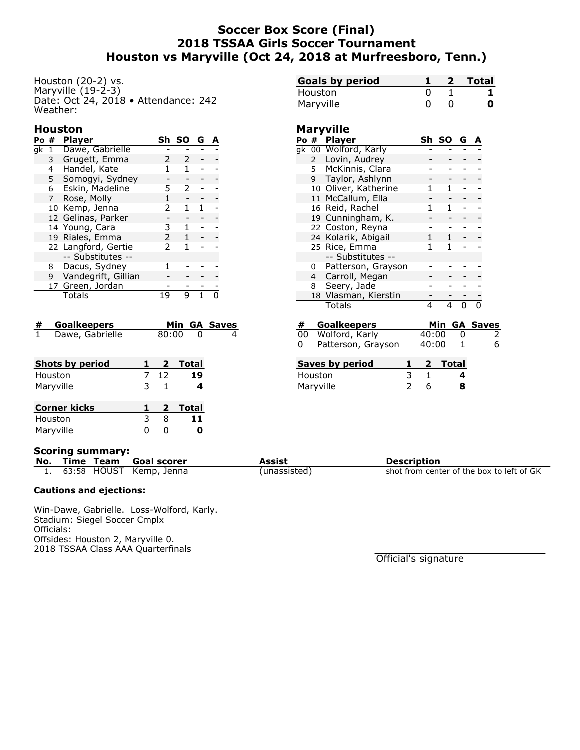# Soccer Box Score (Final)
# 2018 TSSAA Girls Soccer Tournament
# Houston vs Maryville (Oct 24, 2018 at Murfreesboro, Tenn.)

Houston (20-2) vs.
Maryville (19-2-3)
Date: Oct 24, 2018 • Attendance: 242
Weather:

| Goals by period | 1 | 2 | Total |
|---|---|---|---|
| Houston | 0 | 1 | **1** |
| Maryville | 0 | 0 | **0** |

## Houston

| Po | # | Player | Sh | SO | G | A |
|---|---|---|---|---|---|---|
| gk | 1 | Dawe, Gabrielle | - | - | - | - |
| | 3 | Grugett, Emma | 2 | 2 | - | - |
| | 4 | Handel, Kate | 1 | 1 | - | - |
| | 5 | Somogyi, Sydney | - | - | - | - |
| | 6 | Eskin, Madeline | 5 | 2 | - | - |
| | 7 | Rose, Molly | 1 | - | - | - |
| | 10 | Kemp, Jenna | 2 | 1 | 1 | - |
| | 12 | Gelinas, Parker | - | - | - | - |
| | 14 | Young, Cara | 3 | 1 | - | - |
| | 19 | Riales, Emma | 2 | 1 | - | - |
| | 22 | Langford, Gertie | 2 | 1 | - | - |
| | | -- Substitutes -- | | | | |
| | 8 | Dacus, Sydney | 1 | - | - | - |
| | 9 | Vandegrift, Gillian | - | - | - | - |
| | 17 | Green, Jordan | - | - | - | - |
| | | Totals | 19 | 9 | 1 | 0 |

| # | Goalkeepers | Min | GA | Saves |
|---|---|---|---|---|
| 1 | Dawe, Gabrielle | 80:00 | 0 | 4 |

## Maryville

| Po | # | Player | Sh | SO | G | A |
|---|---|---|---|---|---|---|
| gk | 00 | Wolford, Karly | - | - | - | - |
| | 2 | Lovin, Audrey | - | - | - | - |
| | 5 | McKinnis, Clara | - | - | - | - |
| | 9 | Taylor, Ashlynn | - | - | - | - |
| | 10 | Oliver, Katherine | 1 | 1 | - | - |
| | 11 | McCallum, Ella | - | - | - | - |
| | 16 | Reid, Rachel | 1 | 1 | - | - |
| | 19 | Cunningham, K. | - | - | - | - |
| | 22 | Coston, Reyna | - | - | - | - |
| | 24 | Kolarik, Abigail | 1 | 1 | - | - |
| | 25 | Rice, Emma | 1 | 1 | - | - |
| | | -- Substitutes -- | | | | |
| | 0 | Patterson, Grayson | - | - | - | - |
| | 4 | Carroll, Megan | - | - | - | - |
| | 8 | Seery, Jade | - | - | - | - |
| | 18 | Vlasman, Kierstin | - | - | - | - |
| | | Totals | 4 | 4 | 0 | 0 |

| # | Goalkeepers | Min | GA | Saves |
|---|---|---|---|---|
| 00 | Wolford, Karly | 40:00 | 0 | 2 |
| 0 | Patterson, Grayson | 40:00 | 1 | 6 |

| Shots by period | 1 | 2 | Total |
|---|---|---|---|
| Houston | 7 | 12 | **19** |
| Maryville | 3 | 1 | **4** |

| Saves by period | 1 | 2 | Total |
|---|---|---|---|
| Houston | 3 | 1 | **4** |
| Maryville | 2 | 6 | **8** |

| Corner kicks | 1 | 2 | Total |
|---|---|---|---|
| Houston | 3 | 8 | **11** |
| Maryville | 0 | 0 | **0** |

### Scoring summary:

| No. | Time | Team | Goal scorer | Assist | Description |
|---|---|---|---|---|---|
| 1. | 63:58 | HOUST | Kemp, Jenna | (unassisted) | shot from center of the box to left of GK |

### Cautions and ejections:

Win-Dawe, Gabrielle. Loss-Wolford, Karly.
Stadium: Siegel Soccer Cmplx
Officials:
Offsides: Houston 2, Maryville 0.
2018 TSSAA Class AAA Quarterfinals

Official's signature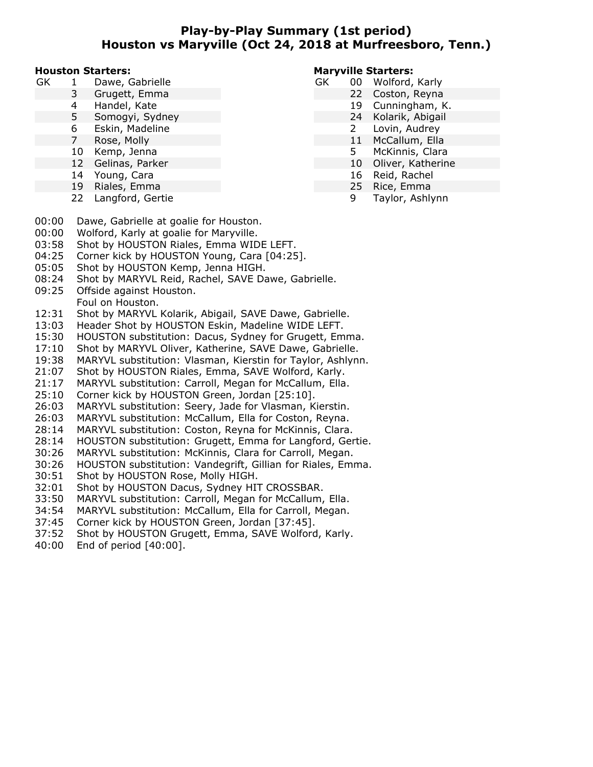# Play-by-Play Summary (1st period)
## Houston vs Maryville (Oct 24, 2018 at Murfreesboro, Tenn.)

**Houston Starters:**

| | | |
|---|---|---|
| GK | 1 | Dawe, Gabrielle |
| | 3 | Grugett, Emma |
| | 4 | Handel, Kate |
| | 5 | Somogyi, Sydney |
| | 6 | Eskin, Madeline |
| | 7 | Rose, Molly |
| | 10 | Kemp, Jenna |
| | 12 | Gelinas, Parker |
| | 14 | Young, Cara |
| | 19 | Riales, Emma |
| | 22 | Langford, Gertie |

**Maryville Starters:**

| | | |
|---|---|---|
| GK | 00 | Wolford, Karly |
| | 22 | Coston, Reyna |
| | 19 | Cunningham, K. |
| | 24 | Kolarik, Abigail |
| | 2 | Lovin, Audrey |
| | 11 | McCallum, Ella |
| | 5 | McKinnis, Clara |
| | 10 | Oliver, Katherine |
| | 16 | Reid, Rachel |
| | 25 | Rice, Emma |
| | 9 | Taylor, Ashlynn |

| Time | Play |
|---|---|
| 00:00 | Dawe, Gabrielle at goalie for Houston. |
| 00:00 | Wolford, Karly at goalie for Maryville. |
| 03:58 | Shot by HOUSTON Riales, Emma WIDE LEFT. |
| 04:25 | Corner kick by HOUSTON Young, Cara [04:25]. |
| 05:05 | Shot by HOUSTON Kemp, Jenna HIGH. |
| 08:24 | Shot by MARYVL Reid, Rachel, SAVE Dawe, Gabrielle. |
| 09:25 | Offside against Houston. |
| | Foul on Houston. |
| 12:31 | Shot by MARYVL Kolarik, Abigail, SAVE Dawe, Gabrielle. |
| 13:03 | Header Shot by HOUSTON Eskin, Madeline WIDE LEFT. |
| 15:30 | HOUSTON substitution: Dacus, Sydney for Grugett, Emma. |
| 17:10 | Shot by MARYVL Oliver, Katherine, SAVE Dawe, Gabrielle. |
| 19:38 | MARYVL substitution: Vlasman, Kierstin for Taylor, Ashlynn. |
| 21:07 | Shot by HOUSTON Riales, Emma, SAVE Wolford, Karly. |
| 21:17 | MARYVL substitution: Carroll, Megan for McCallum, Ella. |
| 25:10 | Corner kick by HOUSTON Green, Jordan [25:10]. |
| 26:03 | MARYVL substitution: Seery, Jade for Vlasman, Kierstin. |
| 26:03 | MARYVL substitution: McCallum, Ella for Coston, Reyna. |
| 28:14 | MARYVL substitution: Coston, Reyna for McKinnis, Clara. |
| 28:14 | HOUSTON substitution: Grugett, Emma for Langford, Gertie. |
| 30:26 | MARYVL substitution: McKinnis, Clara for Carroll, Megan. |
| 30:26 | HOUSTON substitution: Vandegrift, Gillian for Riales, Emma. |
| 30:51 | Shot by HOUSTON Rose, Molly HIGH. |
| 32:01 | Shot by HOUSTON Dacus, Sydney HIT CROSSBAR. |
| 33:50 | MARYVL substitution: Carroll, Megan for McCallum, Ella. |
| 34:54 | MARYVL substitution: McCallum, Ella for Carroll, Megan. |
| 37:45 | Corner kick by HOUSTON Green, Jordan [37:45]. |
| 37:52 | Shot by HOUSTON Grugett, Emma, SAVE Wolford, Karly. |
| 40:00 | End of period [40:00]. |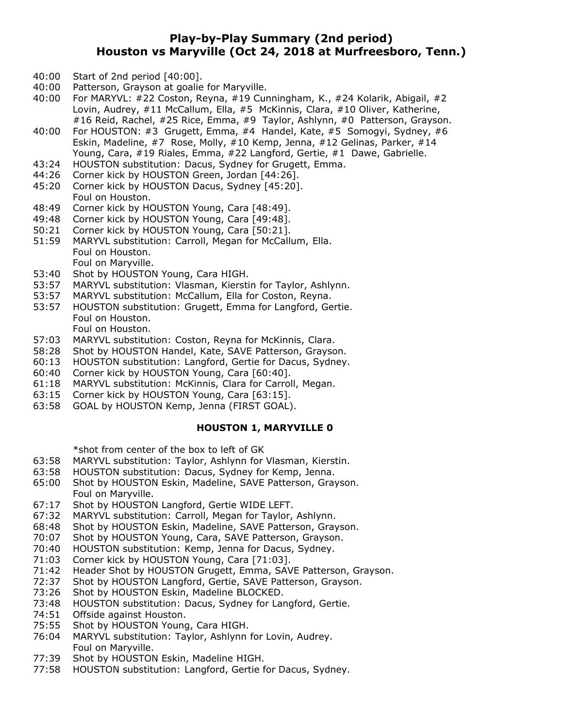# Play-by-Play Summary (2nd period)
# Houston vs Maryville (Oct 24, 2018 at Murfreesboro, Tenn.)

40:00 Start of 2nd period [40:00].
40:00 Patterson, Grayson at goalie for Maryville.
40:00 For MARYVL: #22 Coston, Reyna, #19 Cunningham, K., #24 Kolarik, Abigail, #2 Lovin, Audrey, #11 McCallum, Ella, #5 McKinnis, Clara, #10 Oliver, Katherine, #16 Reid, Rachel, #25 Rice, Emma, #9 Taylor, Ashlynn, #0 Patterson, Grayson.
40:00 For HOUSTON: #3 Grugett, Emma, #4 Handel, Kate, #5 Somogyi, Sydney, #6 Eskin, Madeline, #7 Rose, Molly, #10 Kemp, Jenna, #12 Gelinas, Parker, #14 Young, Cara, #19 Riales, Emma, #22 Langford, Gertie, #1 Dawe, Gabrielle.
43:24 HOUSTON substitution: Dacus, Sydney for Grugett, Emma.
44:26 Corner kick by HOUSTON Green, Jordan [44:26].
45:20 Corner kick by HOUSTON Dacus, Sydney [45:20].
Foul on Houston.
48:49 Corner kick by HOUSTON Young, Cara [48:49].
49:48 Corner kick by HOUSTON Young, Cara [49:48].
50:21 Corner kick by HOUSTON Young, Cara [50:21].
51:59 MARYVL substitution: Carroll, Megan for McCallum, Ella.
Foul on Houston.
Foul on Maryville.
53:40 Shot by HOUSTON Young, Cara HIGH.
53:57 MARYVL substitution: Vlasman, Kierstin for Taylor, Ashlynn.
53:57 MARYVL substitution: McCallum, Ella for Coston, Reyna.
53:57 HOUSTON substitution: Grugett, Emma for Langford, Gertie.
Foul on Houston.
Foul on Houston.
57:03 MARYVL substitution: Coston, Reyna for McKinnis, Clara.
58:28 Shot by HOUSTON Handel, Kate, SAVE Patterson, Grayson.
60:13 HOUSTON substitution: Langford, Gertie for Dacus, Sydney.
60:40 Corner kick by HOUSTON Young, Cara [60:40].
61:18 MARYVL substitution: McKinnis, Clara for Carroll, Megan.
63:15 Corner kick by HOUSTON Young, Cara [63:15].
63:58 GOAL by HOUSTON Kemp, Jenna (FIRST GOAL).

**HOUSTON 1, MARYVILLE 0**

*shot from center of the box to left of GK
63:58 MARYVL substitution: Taylor, Ashlynn for Vlasman, Kierstin.
63:58 HOUSTON substitution: Dacus, Sydney for Kemp, Jenna.
65:00 Shot by HOUSTON Eskin, Madeline, SAVE Patterson, Grayson.
Foul on Maryville.
67:17 Shot by HOUSTON Langford, Gertie WIDE LEFT.
67:32 MARYVL substitution: Carroll, Megan for Taylor, Ashlynn.
68:48 Shot by HOUSTON Eskin, Madeline, SAVE Patterson, Grayson.
70:07 Shot by HOUSTON Young, Cara, SAVE Patterson, Grayson.
70:40 HOUSTON substitution: Kemp, Jenna for Dacus, Sydney.
71:03 Corner kick by HOUSTON Young, Cara [71:03].
71:42 Header Shot by HOUSTON Grugett, Emma, SAVE Patterson, Grayson.
72:37 Shot by HOUSTON Langford, Gertie, SAVE Patterson, Grayson.
73:26 Shot by HOUSTON Eskin, Madeline BLOCKED.
73:48 HOUSTON substitution: Dacus, Sydney for Langford, Gertie.
74:51 Offside against Houston.
75:55 Shot by HOUSTON Young, Cara HIGH.
76:04 MARYVL substitution: Taylor, Ashlynn for Lovin, Audrey.
Foul on Maryville.
77:39 Shot by HOUSTON Eskin, Madeline HIGH.
77:58 HOUSTON substitution: Langford, Gertie for Dacus, Sydney.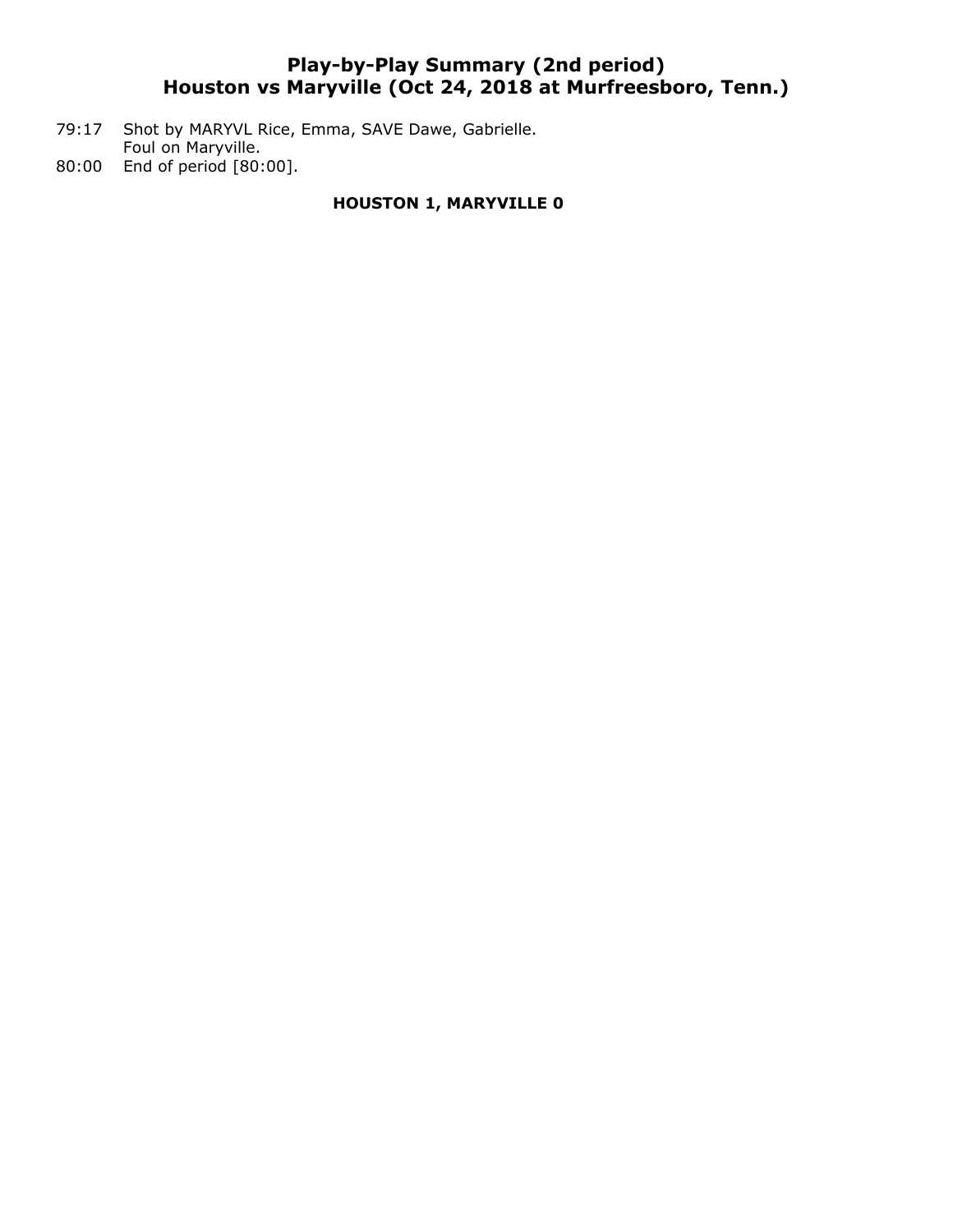# Play-by-Play Summary (2nd period)
# Houston vs Maryville (Oct 24, 2018 at Murfreesboro, Tenn.)

79:17 Shot by MARYVL Rice, Emma, SAVE Dawe, Gabrielle.
Foul on Maryville.

80:00 End of period [80:00].

**HOUSTON 1, MARYVILLE 0**